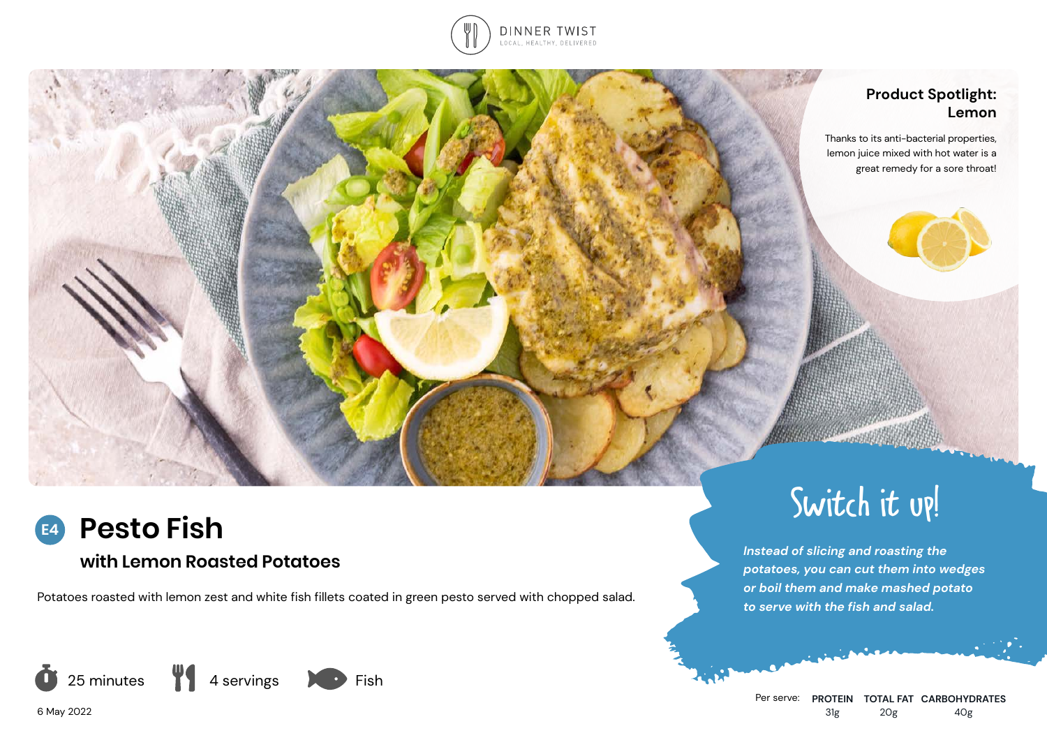DINNER TWIST

LOCAL, HEALTHY, DELIVERED

## Product Spotlight: Lemon

Thanks to its anti-bacterial properties, lemon juice mixed with hot water is a great remedy for a sore throat!

# E4 Pesto Fish

## with Lemon Roasted Potatoes

Potatoes roasted with lemon zest and white fish fillets coated in green pesto served with chopped salad.

## Switch it up!

*Instead of slicing and roasting the potatoes, you can cut them into wedges or boil them and make mashed potato to serve with the fish and salad.*

25 minutes | 4 servings | Fish

6 May 2022

| Per serve: | PROTEIN | TOTAL FAT | CARBOHYDRATES |
|---|---|---|---|
| | 31g | 20g | 40g |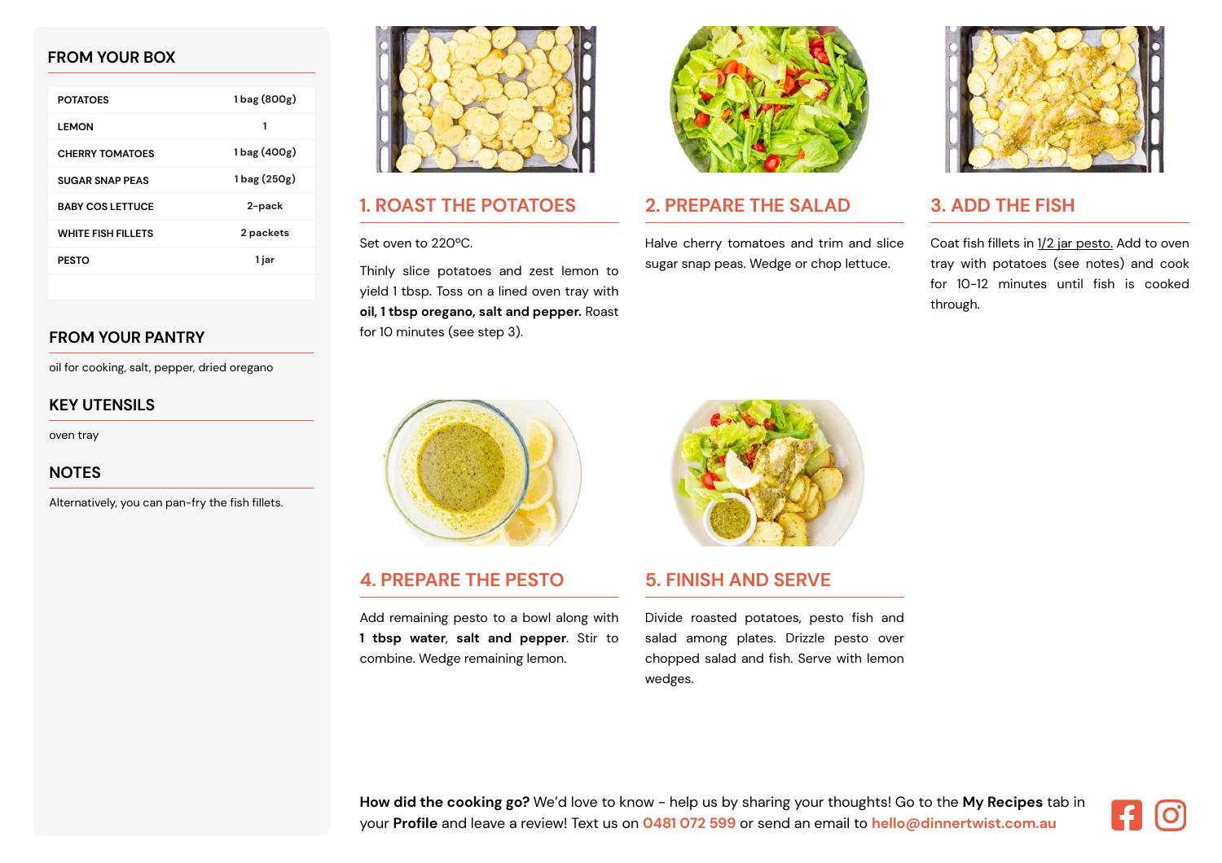## FROM YOUR BOX

| | |
|---|---|
| POTATOES | 1 bag (800g) |
| LEMON | 1 |
| CHERRY TOMATOES | 1 bag (400g) |
| SUGAR SNAP PEAS | 1 bag (250g) |
| BABY COS LETTUCE | 2-pack |
| WHITE FISH FILLETS | 2 packets |
| PESTO | 1 jar |

## FROM YOUR PANTRY

oil for cooking, salt, pepper, dried oregano

## KEY UTENSILS

oven tray

## NOTES

Alternatively, you can pan-fry the fish fillets.

## 1. ROAST THE POTATOES

Set oven to 220°C.

Thinly slice potatoes and zest lemon to yield 1 tbsp. Toss on a lined oven tray with **oil, 1 tbsp oregano, salt and pepper.** Roast for 10 minutes (see step 3).

## 2. PREPARE THE SALAD

Halve cherry tomatoes and trim and slice sugar snap peas. Wedge or chop lettuce.

## 3. ADD THE FISH

Coat fish fillets in 1/2 jar pesto. Add to oven tray with potatoes (see notes) and cook for 10-12 minutes until fish is cooked through.

## 4. PREPARE THE PESTO

Add remaining pesto to a bowl along with **1 tbsp water**, **salt and pepper**. Stir to combine. Wedge remaining lemon.

## 5. FINISH AND SERVE

Divide roasted potatoes, pesto fish and salad among plates. Drizzle pesto over chopped salad and fish. Serve with lemon wedges.

**How did the cooking go?** We'd love to know - help us by sharing your thoughts! Go to the **My Recipes** tab in your **Profile** and leave a review! Text us on 0481 072 599 or send an email to hello@dinnertwist.com.au